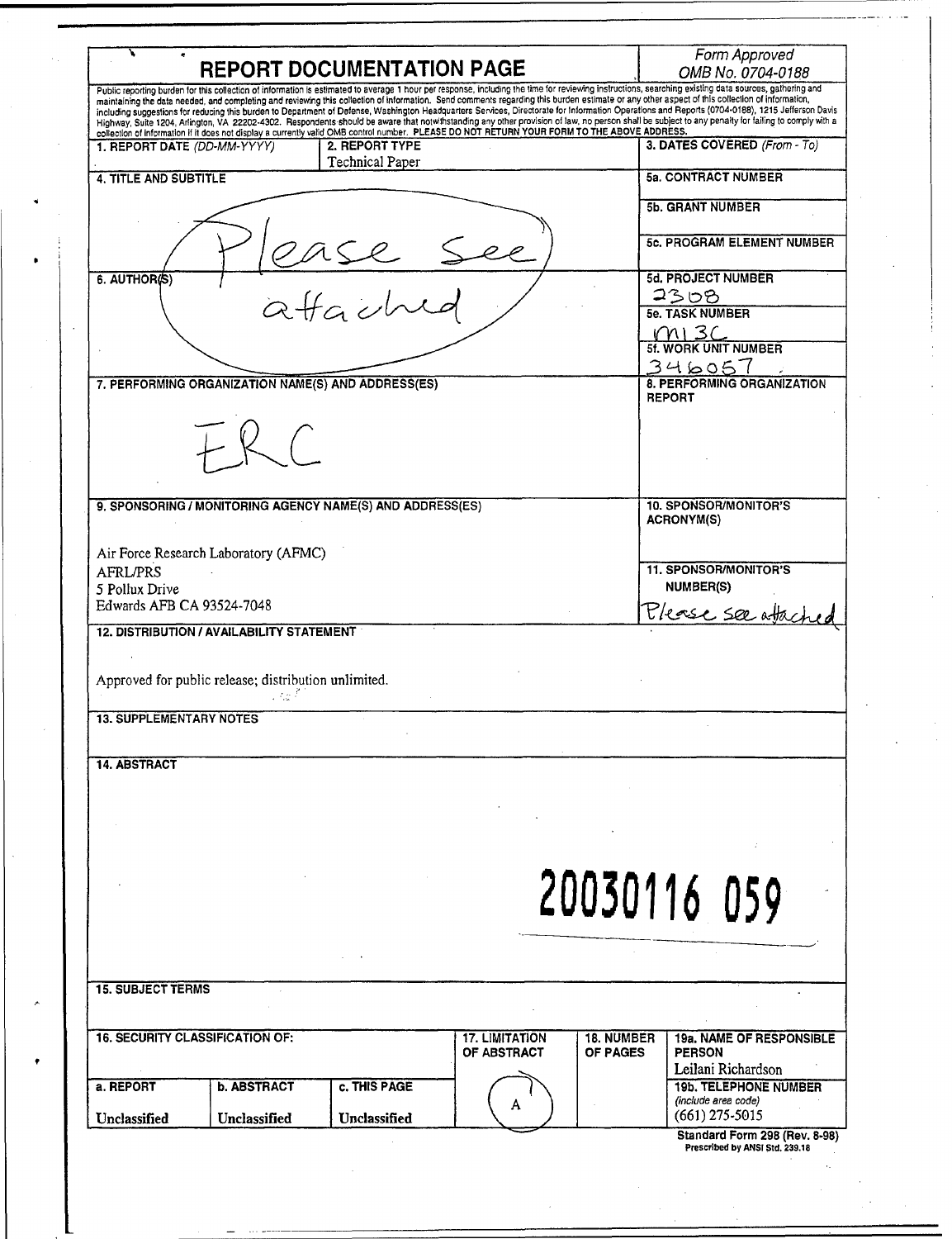# REPORT DOCUMENTATION PAGE

*Form Approved*
*OMB No. 0704-0188*

Public reporting burden for this collection of information is estimated to average 1 hour per response, including the time for reviewing instructions, searching existing data sources, gathering and maintaining the data needed, and completing and reviewing this collection of information. Send comments regarding this burden estimate or any other aspect of this collection of information, including suggestions for reducing this burden to Department of Defense, Washington Headquarters Services, Directorate for Information Operations and Reports (0704-0188), 1215 Jefferson Davis Highway, Suite 1204, Arlington, VA 22202-4302. Respondents should be aware that notwithstanding any other provision of law, no person shall be subject to any penalty for failing to comply with a collection of information if it does not display a currently valid OMB control number. **PLEASE DO NOT RETURN YOUR FORM TO THE ABOVE ADDRESS.**

| 1. REPORT DATE (DD-MM-YYYY) | 2. REPORT TYPE | 3. DATES COVERED (From - To) |
|---|---|---|
| | Technical Paper | |

**4. TITLE AND SUBTITLE**

Please see attached

**5a. CONTRACT NUMBER**

**5b. GRANT NUMBER**

**5c. PROGRAM ELEMENT NUMBER**

**6. AUTHOR(S)**

**5d. PROJECT NUMBER**
2308

**5e. TASK NUMBER**
M13C

**5f. WORK UNIT NUMBER**
346057

**7. PERFORMING ORGANIZATION NAME(S) AND ADDRESS(ES)**

ERC

**8. PERFORMING ORGANIZATION REPORT**

**9. SPONSORING / MONITORING AGENCY NAME(S) AND ADDRESS(ES)**

Air Force Research Laboratory (AFMC)
AFRL/PRS
5 Pollux Drive
Edwards AFB CA 93524-7048

**10. SPONSOR/MONITOR'S ACRONYM(S)**

**11. SPONSOR/MONITOR'S NUMBER(S)**
Please see attached

**12. DISTRIBUTION / AVAILABILITY STATEMENT**

Approved for public release; distribution unlimited.

**13. SUPPLEMENTARY NOTES**

**14. ABSTRACT**

20030116 059

**15. SUBJECT TERMS**

| 16. SECURITY CLASSIFICATION OF: | | | 17. LIMITATION OF ABSTRACT | 18. NUMBER OF PAGES | 19a. NAME OF RESPONSIBLE PERSON |
|---|---|---|---|---|---|
| | | | | | Leilani Richardson |
| a. REPORT | b. ABSTRACT | c. THIS PAGE | A | | 19b. TELEPHONE NUMBER (include area code) |
| Unclassified | Unclassified | Unclassified | | | (661) 275-5015 |

**Standard Form 298 (Rev. 8-98)**
Prescribed by ANSI Std. 239.18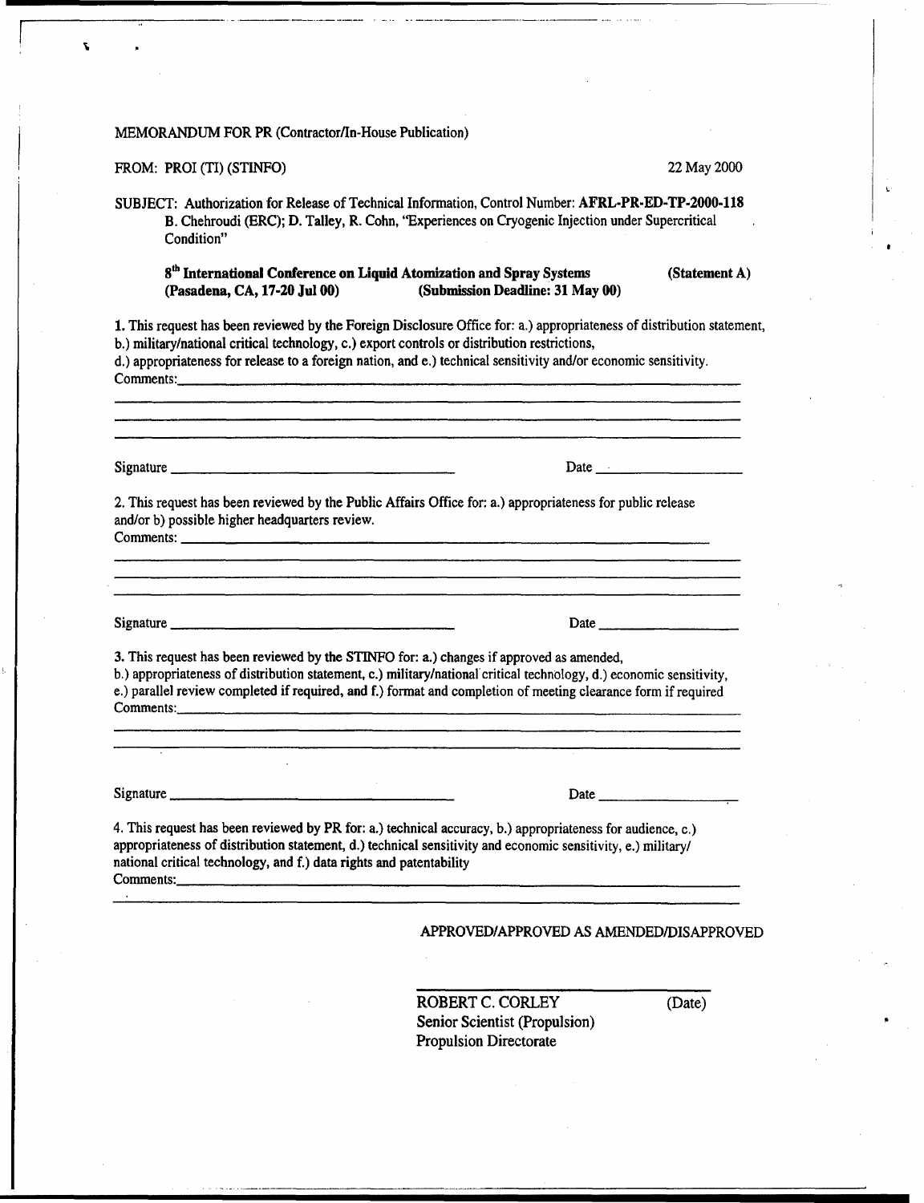MEMORANDUM FOR PR (Contractor/In-House Publication)

FROM: PROI (TI) (STINFO) 22 May 2000

SUBJECT: Authorization for Release of Technical Information, Control Number: **AFRL-PR-ED-TP-2000-118**
B. Chehroudi (ERC); D. Talley, R. Cohn, "Experiences on Cryogenic Injection under Supercritical Condition"

**8th International Conference on Liquid Atomization and Spray Systems (Statement A)**
**(Pasadena, CA, 17-20 Jul 00) (Submission Deadline: 31 May 00)**

**1.** This request has been reviewed by the Foreign Disclosure Office for: a.) appropriateness of distribution statement, b.) military/national critical technology, c.) export controls or distribution restrictions, d.) appropriateness for release to a foreign nation, and e.) technical sensitivity and/or economic sensitivity.
Comments: ____________________

Signature ____________________ Date ____________________

2. This request has been reviewed by the Public Affairs Office for: a.) appropriateness for public release and/or b) possible higher headquarters review.
Comments: ____________________

Signature ____________________ Date ____________________

**3.** This request has been reviewed by the STINFO for: a.) changes if approved as amended, b.) appropriateness of distribution statement, c.) military/national critical technology, d.) economic sensitivity, e.) parallel review completed if required, and f.) format and completion of meeting clearance form if required
Comments: ____________________

Signature ____________________ Date ____________________

4. This request has been reviewed by PR for: a.) technical accuracy, b.) appropriateness for audience, c.) appropriateness of distribution statement, d.) technical sensitivity and economic sensitivity, e.) military/national critical technology, and f.) data rights and patentability
Comments: ____________________

APPROVED/APPROVED AS AMENDED/DISAPPROVED

____________________
ROBERT C. CORLEY (Date)
Senior Scientist (Propulsion)
Propulsion Directorate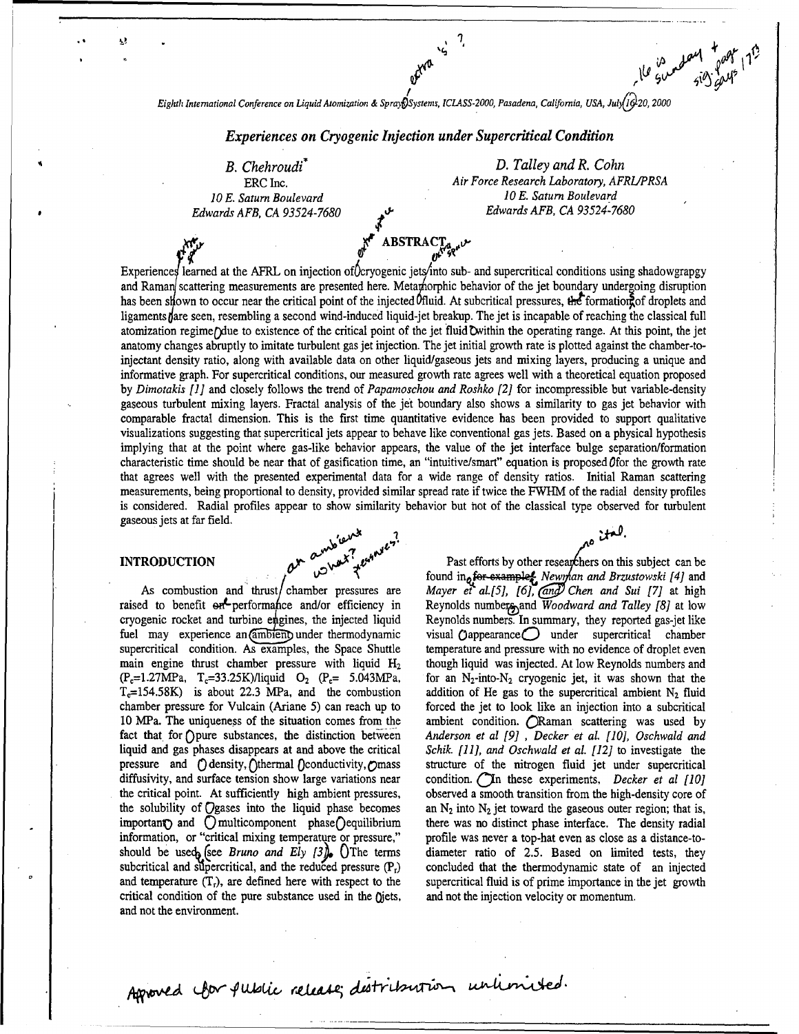# Experiences on Cryogenic Injection under Supercritical Condition

*B. Chehroudi**
ERC Inc.
*10 E. Saturn Boulevard*
*Edwards AFB, CA 93524-7680*

*D. Talley and R. Cohn*
*Air Force Research Laboratory, AFRL/PRSA*
*10 E. Saturn Boulevard*
*Edwards AFB, CA 93524-7680*

## ABSTRACT

Experiences learned at the AFRL on injection of cryogenic jets into sub- and supercritical conditions using shadowgrapgy and Raman scattering measurements are presented here. Metamorphic behavior of the jet boundary undergoing disruption has been shown to occur near the critical point of the injected fluid. At subcritical pressures, the formation of droplets and ligaments are seen, resembling a second wind-induced liquid-jet breakup. The jet is incapable of reaching the classical full atomization regime due to existence of the critical point of the jet fluid within the operating range. At this point, the jet anatomy changes abruptly to imitate turbulent gas jet injection. The jet initial growth rate is plotted against the chamber-to-injectant density ratio, along with available data on other liquid/gaseous jets and mixing layers, producing a unique and informative graph. For supercritical conditions, our measured growth rate agrees well with a theoretical equation proposed by *Dimotakis [1]* and closely follows the trend of *Papamoschou and Roshko [2]* for incompressible but variable-density gaseous turbulent mixing layers. Fractal analysis of the jet boundary also shows a similarity to gas jet behavior with comparable fractal dimension. This is the first time quantitative evidence has been provided to support qualitative visualizations suggesting that supercritical jets appear to behave like conventional gas jets. Based on a physical hypothesis implying that at the point where gas-like behavior appears, the value of the jet interface bulge separation/formation characteristic time should be near that of gasification time, an "intuitive/smart" equation is proposed for the growth rate that agrees well with the presented experimental data for a wide range of density ratios. Initial Raman scattering measurements, being proportional to density, provided similar spread rate if twice the FWHM of the radial density profiles is considered. Radial profiles appear to show similarity behavior but not of the classical type observed for turbulent gaseous jets at far field.

## INTRODUCTION

As combustion and thrust chamber pressures are raised to benefit performance and/or efficiency in cryogenic rocket and turbine engines, the injected liquid fuel may experience an ambient under thermodynamic supercritical condition. As examples, the Space Shuttle main engine thrust chamber pressure with liquid $H_2$ ($P_c$=1.27MPa, $T_c$=33.25K)/liquid $O_2$ ($P_c$= 5.043MPa, $T_c$=154.58K) is about 22.3 MPa, and the combustion chamber pressure for Vulcain (Ariane 5) can reach up to 10 MPa. The uniqueness of the situation comes from the fact that for pure substances, the distinction between liquid and gas phases disappears at and above the critical pressure and density, thermal conductivity, mass diffusivity, and surface tension show large variations near the critical point. At sufficiently high ambient pressures, the solubility of gases into the liquid phase becomes important and multicomponent phase equilibrium information, or "critical mixing temperature or pressure," should be used (see *Bruno and Ely [3]*). The terms subcritical and supercritical, and the reduced pressure ($P_r$) and temperature ($T_r$), are defined here with respect to the critical condition of the pure substance used in the jets, and not the environment.

Past efforts by other researchers on this subject can be found in, for example, *Newman and Brzustowski [4]* and *Mayer et al.[5], [6]*, and *Chen and Sui [7]* at high Reynolds numbers and *Woodward and Talley [8]* at low Reynolds numbers. In summary, they reported gas-jet like visual appearance under supercritical chamber temperature and pressure with no evidence of droplet even though liquid was injected. At low Reynolds numbers and for an $N_2$-into-$N_2$ cryogenic jet, it was shown that the addition of He gas to the supercritical ambient $N_2$ fluid forced the jet to look like an injection into a subcritical ambient condition. Raman scattering was used by *Anderson et al [9]* , *Decker et al. [10], Oschwald and Schik. [11], and Oschwald et al. [12]* to investigate the structure of the nitrogen fluid jet under supercritical condition. In these experiments, *Decker et al [10]* observed a smooth transition from the high-density core of an $N_2$ into $N_2$ jet toward the gaseous outer region; that is, there was no distinct phase interface. The density radial profile was never a top-hat even as close as a distance-to-diameter ratio of 2.5. Based on limited tests, they concluded that the thermodynamic state of an injected supercritical fluid is of prime importance in the jet growth and not the injection velocity or momentum.

Approved for public release; distribution unlimited.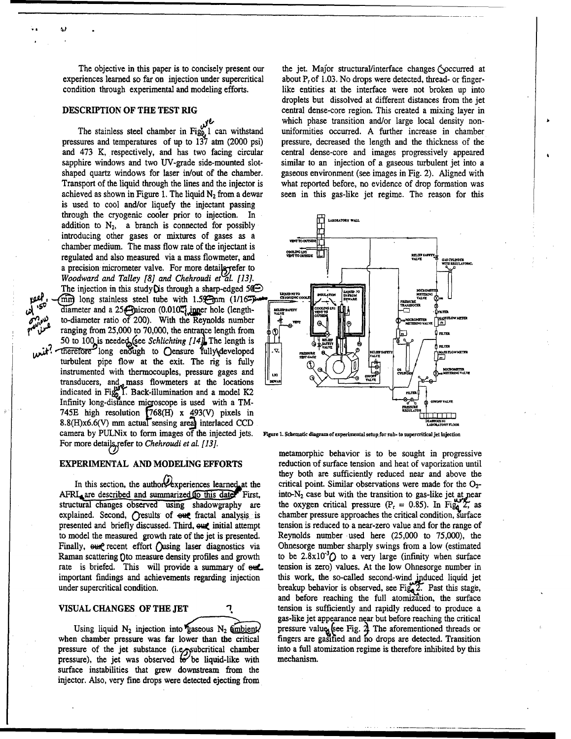The objective in this paper is to concisely present our experiences learned so far on injection under supercritical condition through experimental and modeling efforts.

## DESCRIPTION OF THE TEST RIG

The stainless steel chamber in Fig. 1 can withstand pressures and temperatures of up to 137 atm (2000 psi) and 473 K, respectively, and has two facing circular sapphire windows and two UV-grade side-mounted slot-shaped quartz windows for laser in/out of the chamber. Transport of the liquid through the lines and the injector is achieved as shown in Figure 1. The liquid $N_2$ from a dewar is used to cool and/or liquefy the injectant passing through the cryogenic cooler prior to injection. In addition to $N_2$, a branch is connected for possibly introducing other gases or mixtures of gases as a chamber medium. The mass flow rate of the injectant is regulated and also measured via a mass flowmeter, and a precision micrometer valve. For more details refer to *Woodward and Talley [8] and Chehroudi et al. [13].* The injection in this study is through a sharp-edged 50 mm long stainless steel tube with 1.59 mm (1/16 in) diameter and a 254 micron (0.010 in) inner hole (length-to-diameter ratio of 200). With the Reynolds number ranging from 25,000 to 70,000, the entrance length from 50 to 100 is needed (see *Schlichting [14]*). The length is therefore long enough to ensure fully developed turbulent pipe flow at the exit. The rig is fully instrumented with thermocouples, pressure gages and transducers, and mass flowmeters at the locations indicated in Fig. 1. Back-illumination and a model K2 Infinity long-distance microscope is used with a TM-745E high resolution (768(H) x 493(V) pixels in 8.8(H)x6.6(V) mm actual sensing area) interlaced CCD camera by PULNix to form images of the injected jets. For more details refer to *Chehroudi et al. [13].*

## EXPERIMENTAL AND MODELING EFFORTS

In this section, the authors' experiences learned at the AFRL are described and summarized to this date. First, structural changes observed using shadowgraphy are explained. Second, results of our fractal analysis is presented and briefly discussed. Third, our initial attempt to model the measured growth rate of the jet is presented. Finally, our recent effort using laser diagnostics via Raman scattering to measure density profiles and growth rate is briefed. This will provide a summary of our important findings and achievements regarding injection under supercritical condition.

## VISUAL CHANGES OF THE JET

Using liquid $N_2$ injection into gaseous $N_2$ ambient when chamber pressure was far lower than the critical pressure of the jet substance (i.e., subcritical chamber pressure), the jet was observed to be liquid-like with surface instabilities that grew downstream from the injector. Also, very fine drops were detected ejecting from the jet. Major structural/interface changes occurred at about $P_r$ of 1.03. No drops were detected, thread- or finger-like entities at the interface were not broken up into droplets but dissolved at different distances from the jet central dense-core region. This created a mixing layer in which phase transition and/or large local density non-uniformities occurred. A further increase in chamber pressure, decreased the length and the thickness of the central dense-core and images progressively appeared similar to an injection of a gaseous turbulent jet into a gaseous environment (see images in Fig. 2). Aligned with what reported before, no evidence of drop formation was seen in this gas-like jet regime. The reason for this metamorphic behavior is to be sought in progressive reduction of surface tension and heat of vaporization until they both are sufficiently reduced near and above the critical point. Similar observations were made for the $O_2$-into-$N_2$ case but with the transition to gas-like jet at near the oxygen critical pressure ($P_r$ = 0.85). In Figure 2, as chamber pressure approaches the critical condition, surface tension is reduced to a near-zero value and for the range of Reynolds number used here (25,000 to 75,000), the Ohnesorge number sharply swings from a low (estimated to be $2.8 \times 10^{-3}$) to a very large (infinity when surface tension is zero) values. At the low Ohnesorge number in this work, the so-called second-wind induced liquid jet breakup behavior is observed, see Figure 2. Past this stage, and before reaching the full atomization, the surface tension is sufficiently and rapidly reduced to produce a gas-like jet appearance near but before reaching the critical pressure value (see Fig. 2). The aforementioned threads or fingers are gasified and no drops are detected. Transition into a full atomization regime is therefore inhibited by this mechanism.

Figure 1. Schematic diagram of experimental setup for sub- to supercritical jet injection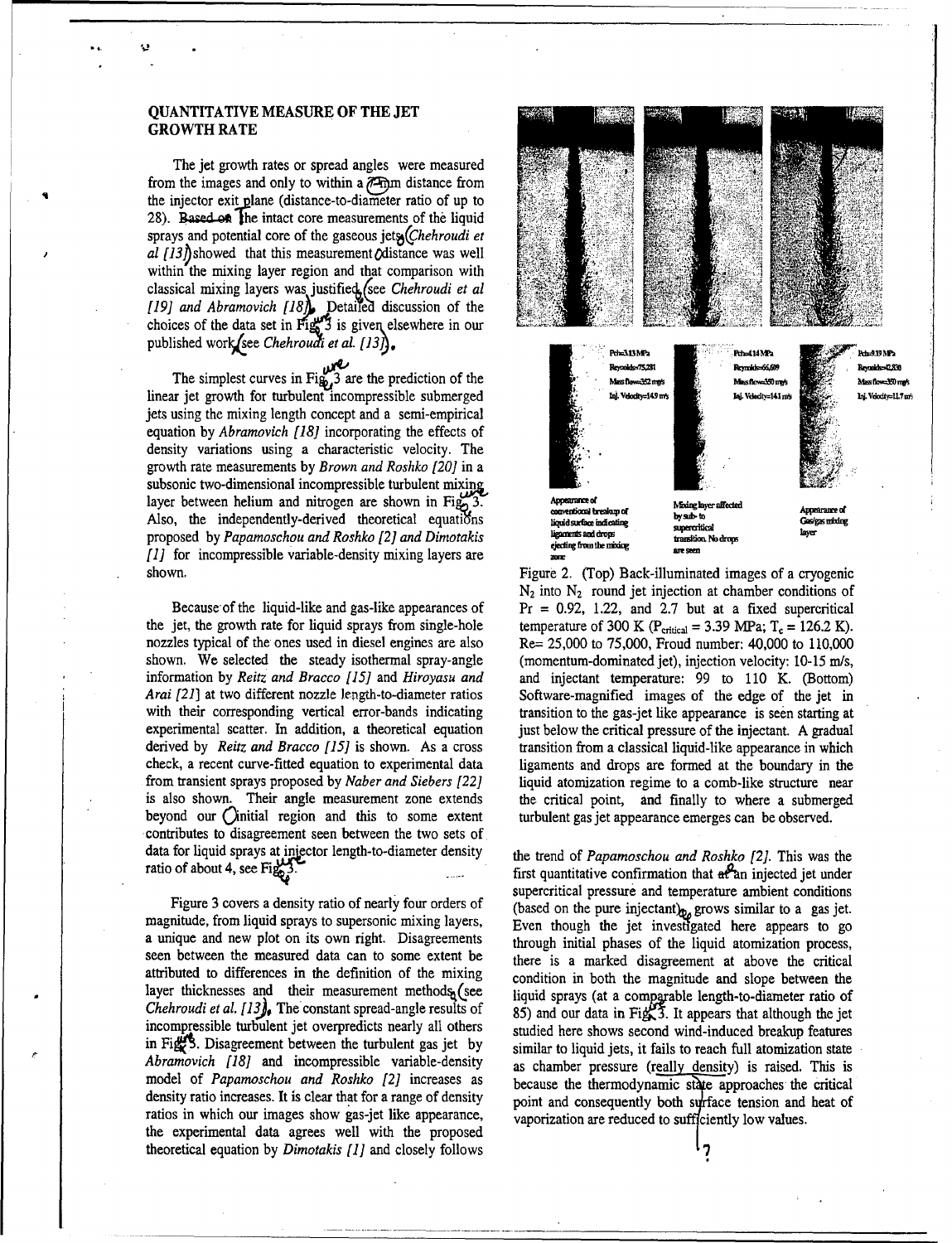## QUANTITATIVE MEASURE OF THE JET GROWTH RATE

The jet growth rates or spread angles were measured from the images and only to within a 7-mm distance from the injector exit plane (distance-to-diameter ratio of up to 28). The intact core measurements of the liquid sprays and potential core of the gaseous jets (*Chehroudi et al [13]*) showed that this measurement distance was well within the mixing layer region and that comparison with classical mixing layers was justified (see *Chehroudi et al [19] and Abramovich [18]*). Detailed discussion of the choices of the data set in Fig. 3 is given elsewhere in our published work (see *Chehroudi et al. [13]*).

The simplest curves in Fig. 3 are the prediction of the linear jet growth for turbulent incompressible submerged jets using the mixing length concept and a semi-empirical equation by *Abramovich [18]* incorporating the effects of density variations using a characteristic velocity. The growth rate measurements by *Brown and Roshko [20]* in a subsonic two-dimensional incompressible turbulent mixing layer between helium and nitrogen are shown in Fig. 3. Also, the independently-derived theoretical equations proposed by *Papamoschou and Roshko [2] and Dimotakis [1]* for incompressible variable-density mixing layers are shown.

Because of the liquid-like and gas-like appearances of the jet, the growth rate for liquid sprays from single-hole nozzles typical of the ones used in diesel engines are also shown. We selected the steady isothermal spray-angle information by *Reitz and Bracco [15]* and *Hiroyasu and Arai [21]* at two different nozzle length-to-diameter ratios with their corresponding vertical error-bands indicating experimental scatter. In addition, a theoretical equation derived by *Reitz and Bracco [15]* is shown. As a cross check, a recent curve-fitted equation to experimental data from transient sprays proposed by *Naber and Siebers [22]* is also shown. Their angle measurement zone extends beyond our initial region and this to some extent contributes to disagreement seen between the two sets of data for liquid sprays at injector length-to-diameter density ratio of about 4, see Fig. 3.

Figure 3 covers a density ratio of nearly four orders of magnitude, from liquid sprays to supersonic mixing layers, a unique and new plot on its own right. Disagreements seen between the measured data can to some extent be attributed to differences in the definition of the mixing layer thicknesses and their measurement methods (see *Chehroudi et al. [13]*). The constant spread-angle results of incompressible turbulent jet overpredicts nearly all others in Fig. 3. Disagreement between the turbulent gas jet by *Abramovich [18]* and incompressible variable-density model of *Papamoschou and Roshko [2]* increases as density ratio increases. It is clear that for a range of density ratios in which our images show gas-jet like appearance, the experimental data agrees well with the proposed theoretical equation by *Dimotakis [1]* and closely follows the trend of *Papamoschou and Roshko [2]*. This was the first quantitative confirmation that an injected jet under supercritical pressure and temperature ambient conditions (based on the pure injectant) grows similar to a gas jet. Even though the jet investigated here appears to go through initial phases of the liquid atomization process, there is a marked disagreement at above the critical condition in both the magnitude and slope between the liquid sprays (at a comparable length-to-diameter ratio of 85) and our data in Fig. 3. It appears that although the jet studied here shows second wind-induced breakup features similar to liquid jets, it fails to reach full atomization state as chamber pressure (really density) is raised. This is because the thermodynamic state approaches the critical point and consequently both surface tension and heat of vaporization are reduced to sufficiently low values.

| Pch=3.13 MPa | Pch=4.14 MPa | Pch=9.19 MPa |
|---|---|---|
| Reynolds=75,281 | Reynolds=66,609 | Reynolds=42,830 |
| Mass flow=352 mg/s | Mass flow=350 mg/s | Mass flow=350 mg/s |
| Inj. Velocity=14.9 m/s | Inj. Velocity=14.1 m/s | Inj. Velocity=11.7 m/s |
| Appearance of conventional breakup of liquid surface indicating ligaments and drops ejecting from the mixing zone | Mixing layer affected by sub- to supercritical transition. No drops are seen | Appearance of Gas/gas mixing layer |

Figure 2. (Top) Back-illuminated images of a cryogenic $N_2$ into $N_2$ round jet injection at chamber conditions of $Pr = 0.92$, 1.22, and 2.7 but at a fixed supercritical temperature of 300 K ($P_{critical} = 3.39$ MPa; $T_c = 126.2$ K). Re= 25,000 to 75,000, Froude number: 40,000 to 110,000 (momentum-dominated jet), injection velocity: 10-15 m/s, and injectant temperature: 99 to 110 K. (Bottom) Software-magnified images of the edge of the jet in transition to the gas-jet like appearance is seen starting at just below the critical pressure of the injectant. A gradual transition from a classical liquid-like appearance in which ligaments and drops are formed at the boundary in the liquid atomization regime to a comb-like structure near the critical point, and finally to where a submerged turbulent gas jet appearance emerges can be observed.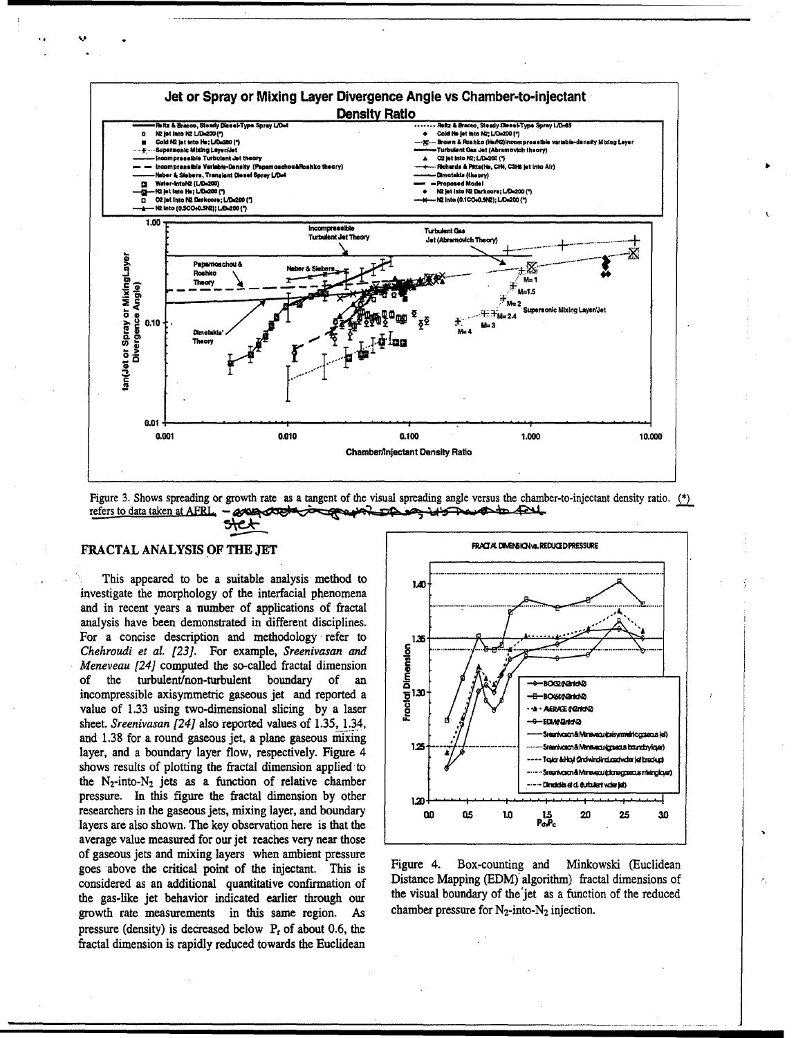Figure 3. Shows spreading or growth rate as a tangent of the visual spreading angle versus the chamber-to-injectant density ratio. (*) refers to data taken at AFRL.

## FRACTAL ANALYSIS OF THE JET

This appeared to be a suitable analysis method to investigate the morphology of the interfacial phenomena and in recent years a number of applications of fractal analysis have been demonstrated in different disciplines. For a concise description and methodology refer to *Chehroudi et al. [23]*. For example, *Sreenivasan and Meneveau [24]* computed the so-called fractal dimension of the turbulent/non-turbulent boundary of an incompressible axisymmetric gaseous jet and reported a value of 1.33 using two-dimensional slicing by a laser sheet. *Sreenivasan [24]* also reported values of 1.35, 1.34, and 1.38 for a round gaseous jet, a plane gaseous mixing layer, and a boundary layer flow, respectively. Figure 4 shows results of plotting the fractal dimension applied to the $N_2$-into-$N_2$ jets as a function of relative chamber pressure. In this figure the fractal dimension by other researchers in the gaseous jets, mixing layer, and boundary layers are also shown. The key observation here is that the average value measured for our jet reaches very near those of gaseous jets and mixing layers when ambient pressure goes above the critical point of the injectant. This is considered as an additional quantitative confirmation of the gas-like jet behavior indicated earlier through our growth rate measurements in this same region. As pressure (density) is decreased below $P_r$ of about 0.6, the fractal dimension is rapidly reduced towards the Euclidean

Figure 4. Box-counting and Minkowski (Euclidean Distance Mapping (EDM) algorithm) fractal dimensions of the visual boundary of the jet as a function of the reduced chamber pressure for $N_2$-into-$N_2$ injection.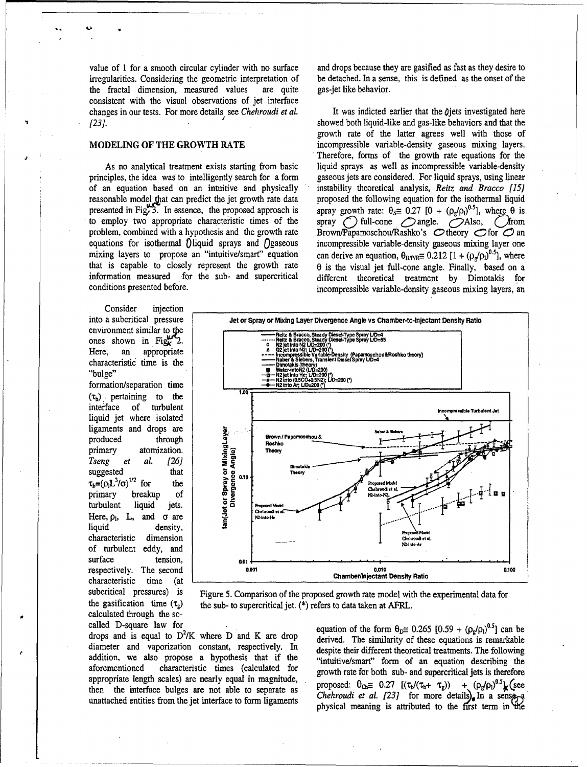value of 1 for a smooth circular cylinder with no surface irregularities. Considering the geometric interpretation of the fractal dimension, measured values are quite consistent with the visual observations of jet interface changes in our tests. For more details see *Chehroudi et al. [23]*.

## MODELING OF THE GROWTH RATE

As no analytical treatment exists starting from basic principles, the idea was to intelligently search for a form of an equation based on an intuitive and physically reasonable model that can predict the jet growth rate data presented in Fig. 3. In essence, the proposed approach is to employ two appropriate characteristic times of the problem, combined with a hypothesis and the growth rate equations for isothermal liquid sprays and gaseous mixing layers to propose an "intuitive/smart" equation that is capable to closely represent the growth rate information measured for the sub- and supercritical conditions presented before.

Consider injection into a subcritical pressure environment similar to the ones shown in Fig. 2. Here, an appropriate characteristic time is the "bulge" formation/separation time ($\tau_b$) pertaining to the interface of turbulent liquid jet where isolated ligaments and drops are produced through primary atomization. *Tseng et al. [26]* suggested that $\tau_b=(\rho_l L^3/\sigma)^{1/2}$ for the primary breakup of turbulent liquid jets. Here, $\rho_l$, L, and $\sigma$ are liquid density, characteristic dimension of turbulent eddy, and surface tension, respectively. The second characteristic time (at subcritical pressures) is the gasification time ($\tau_g$) calculated through the so-called D-square law for drops and is equal to $D^2/K$ where D and K are drop diameter and vaporization constant, respectively. In addition, we also propose a hypothesis that if the aforementioned characteristic times (calculated for appropriate length scales) are nearly equal in magnitude, then the interface bulges are not able to separate as unattached entities from the jet interface to form ligaments and drops because they are gasified as fast as they desire to be detached. In a sense, this is defined as the onset of the gas-jet like behavior.

It was indicted earlier that the jets investigated here showed both liquid-like and gas-like behaviors and that the growth rate of the latter agrees well with those of incompressible variable-density gaseous mixing layers. Therefore, forms of the growth rate equations for the liquid sprays as well as incompressible variable-density gaseous jets are considered. For liquid sprays, using linear instability theoretical analysis, *Reitz and Bracco [15]* proposed the following equation for the isothermal liquid spray growth rate: $\theta_S \cong 0.27\ [0 + (\rho_g/\rho_l)^{0.5}]$, where $\theta$ is spray full-cone angle. Also, from Brown/Papamoschou/Rashko's theory for an incompressible variable-density gaseous mixing layer one can derive an equation, $\theta_{B/P/R} \cong 0.212\ [1 + (\rho_g/\rho_l)^{0.5}]$, where $\theta$ is the visual jet full-cone angle. Finally, based on a different theoretical treatment by Dimotakis for incompressible variable-density gaseous mixing layers, an equation of the form $\theta_D \cong 0.265\ [0.59 + (\rho_g/\rho_l)^{0.5}]$ can be derived. The similarity of these equations is remarkable despite their different theoretical treatments. The following "intuitive/smart" form of an equation describing the growth rate for both sub- and supercritical jets is therefore proposed: $\theta_{Ch} \cong 0.27\ [(\tau_b/(\tau_b + \tau_g)) + (\rho_g/\rho_l)^{0.5}]$ (see *Chehroudi et al. [23]* for more details). In a sense, a physical meaning is attributed to the first term in the

Figure 5. Comparison of the proposed growth rate model with the experimental data for the sub- to supercritical jet. (*) refers to data taken at AFRL.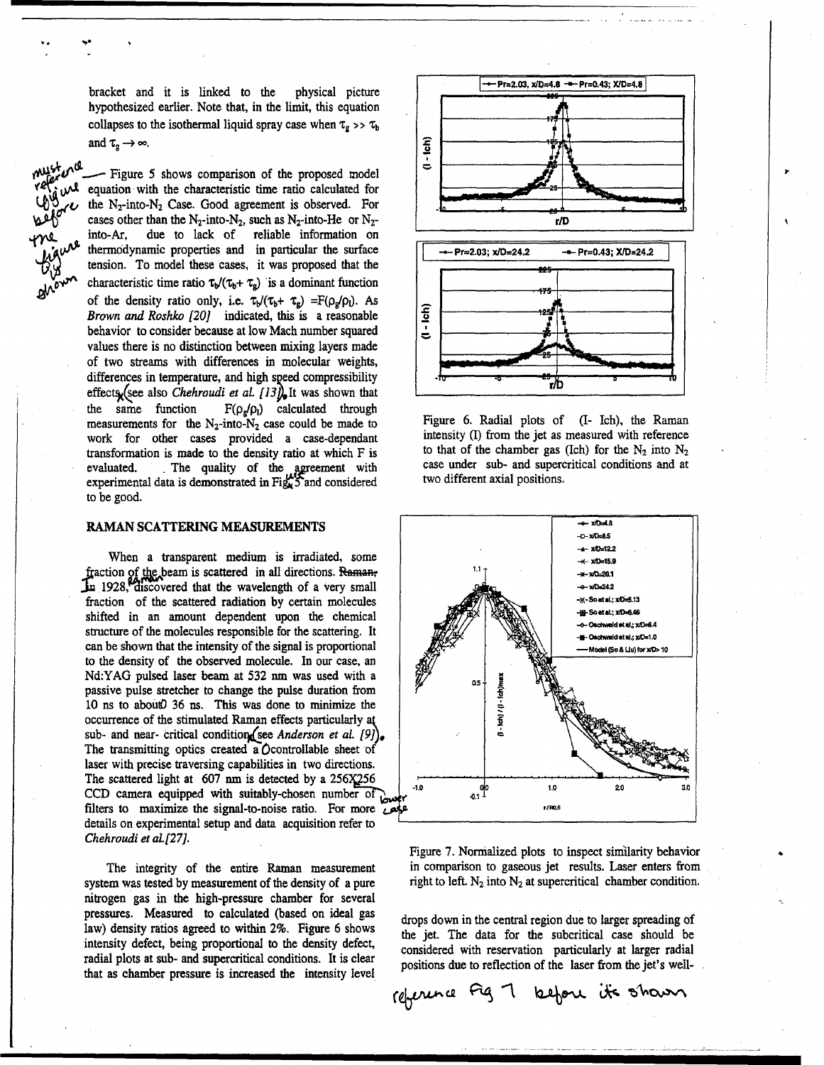bracket and it is linked to the physical picture hypothesized earlier. Note that, in the limit, this equation collapses to the isothermal liquid spray case when $\tau_g >> \tau_b$ and $\tau_g \rightarrow \infty$.

Figure 5 shows comparison of the proposed model equation with the characteristic time ratio calculated for the $N_2$-into-$N_2$ Case. Good agreement is observed. For cases other than the $N_2$-into-$N_2$, such as $N_2$-into-He or $N_2$-into-Ar, due to lack of reliable information on thermodynamic properties and in particular the surface tension. To model these cases, it was proposed that the characteristic time ratio $\tau_b/(\tau_b+\tau_g)$ is a dominant function of the density ratio only, i.e. $\tau_b/(\tau_b+\tau_g) = F(\rho_g/\rho_l)$. As *Brown and Roshko [20]* indicated, this is a reasonable behavior to consider because at low Mach number squared values there is no distinction between mixing layers made of two streams with differences in molecular weights, differences in temperature, and high speed compressibility effects (see also *Chehroudi et al. [13]*). It was shown that the same function $F(\rho_g/\rho_l)$ calculated through measurements for the $N_2$-into-$N_2$ case could be made to work for other cases provided a case-dependant transformation is made to the density ratio at which F is evaluated. The quality of the agreement with experimental data is demonstrated in Fig. 5 and considered to be good.

## RAMAN SCATTERING MEASUREMENTS

When a transparent medium is irradiated, some fraction of the beam is scattered in all directions. Raman, in 1928, discovered that the wavelength of a very small fraction of the scattered radiation by certain molecules shifted in an amount dependent upon the chemical structure of the molecules responsible for the scattering. It can be shown that the intensity of the signal is proportional to the density of the observed molecule. In our case, an Nd:YAG pulsed laser beam at 532 nm was used with a passive pulse stretcher to change the pulse duration from 10 ns to about 36 ns. This was done to minimize the occurrence of the stimulated Raman effects particularly at sub- and near- critical conditions (see *Anderson et al. [9]*). The transmitting optics created a controllable sheet of laser with precise traversing capabilities in two directions. The scattered light at 607 nm is detected by a 256X256 CCD camera equipped with suitably-chosen number of filters to maximize the signal-to-noise ratio. For more details on experimental setup and data acquisition refer to *Chehroudi et al.[27]*.

The integrity of the entire Raman measurement system was tested by measurement of the density of a pure nitrogen gas in the high-pressure chamber for several pressures. Measured to calculated (based on ideal gas law) density ratios agreed to within 2%. Figure 6 shows intensity defect, being proportional to the density defect, radial plots at sub- and supercritical conditions. It is clear that as chamber pressure is increased the intensity level drops down in the central region due to larger spreading of the jet. The data for the subcritical case should be considered with reservation particularly at larger radial positions due to reflection of the laser from the jet's well-

Figure 6. Radial plots of (I- Ich), the Raman intensity (I) from the jet as measured with reference to that of the chamber gas (Ich) for the $N_2$ into $N_2$ case under sub- and supercritical conditions and at two different axial positions.

Figure 7. Normalized plots to inspect similarity behavior in comparison to gaseous jet results. Laser enters from right to left. $N_2$ into $N_2$ at supercritical chamber condition.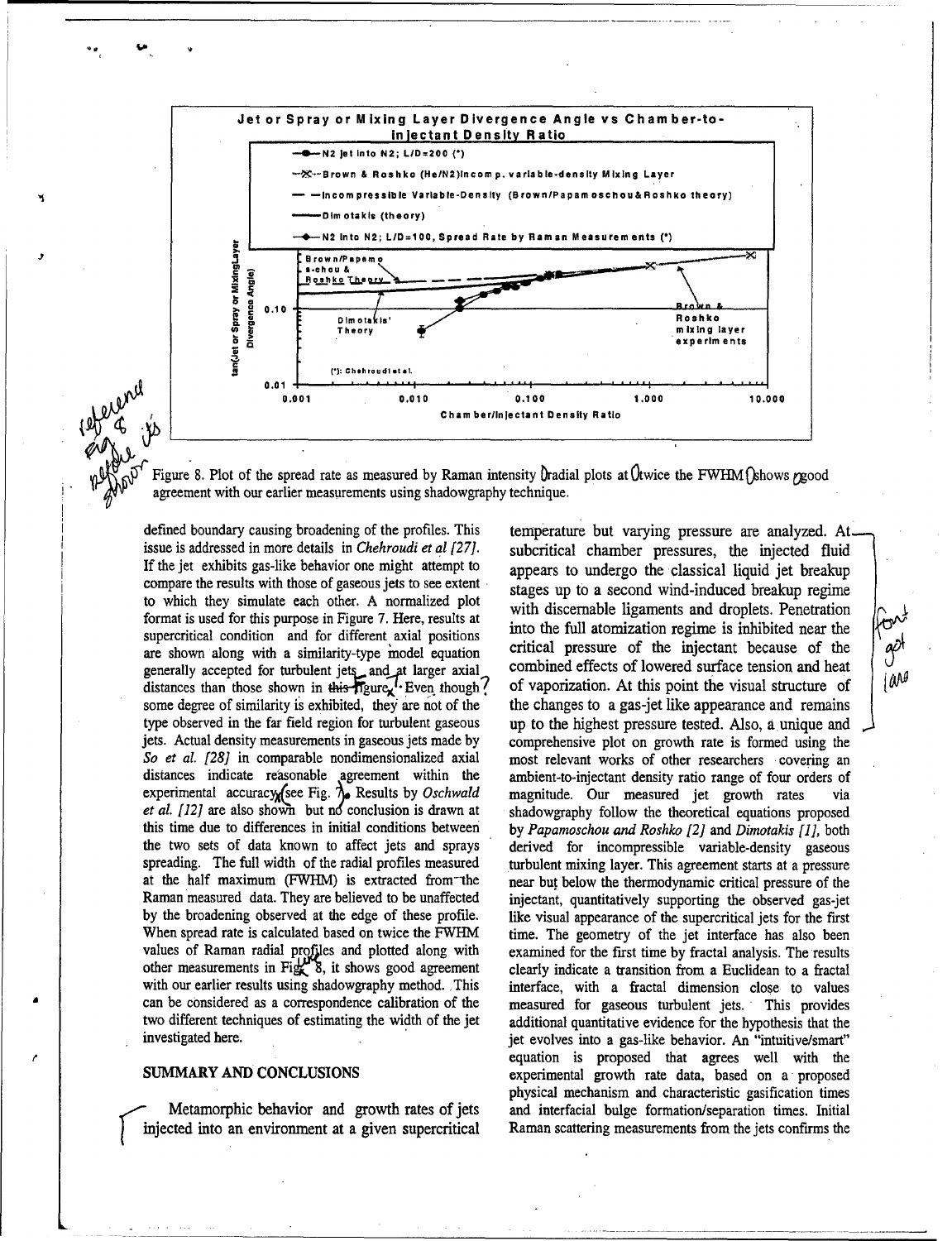Figure 8. Plot of the spread rate as measured by Raman intensity radial plots at twice the FWHM shows good agreement with our earlier measurements using shadowgraphy technique.

defined boundary causing broadening of the profiles. This issue is addressed in more details in *Chehroudi et al [27]*. If the jet exhibits gas-like behavior one might attempt to compare the results with those of gaseous jets to see extent to which they simulate each other. A normalized plot format is used for this purpose in Figure 7. Here, results at supercritical condition and for different axial positions are shown along with a similarity-type model equation generally accepted for turbulent jets and at larger axial distances than those shown in Figure 7. Even though some degree of similarity is exhibited, they are not of the type observed in the far field region for turbulent gaseous jets. Actual density measurements in gaseous jets made by *So et al. [28]* in comparable nondimensionalized axial distances indicate reasonable agreement within the experimental accuracy (see Fig. 7). Results by *Oschwald et al. [12]* are also shown but no conclusion is drawn at this time due to differences in initial conditions between the two sets of data known to affect jets and sprays spreading. The full width of the radial profiles measured at the half maximum (FWHM) is extracted from the Raman measured data. They are believed to be unaffected by the broadening observed at the edge of these profile. When spread rate is calculated based on twice the FWHM values of Raman radial profiles and plotted along with other measurements in Fig. 8, it shows good agreement with our earlier results using shadowgraphy method. This can be considered as a correspondence calibration of the two different techniques of estimating the width of the jet investigated here.

## SUMMARY AND CONCLUSIONS

Metamorphic behavior and growth rates of jets injected into an environment at a given supercritical temperature but varying pressure are analyzed. At subcritical chamber pressures, the injected fluid appears to undergo the classical liquid jet breakup stages up to a second wind-induced breakup regime with discernable ligaments and droplets. Penetration into the full atomization regime is inhibited near the critical pressure of the injectant because of the combined effects of lowered surface tension and heat of vaporization. At this point the visual structure of the changes to a gas-jet like appearance and remains up to the highest pressure tested. Also, a unique and comprehensive plot on growth rate is formed using the most relevant works of other researchers covering an ambient-to-injectant density ratio range of four orders of magnitude. Our measured jet growth rates via shadowgraphy follow the theoretical equations proposed by *Papamoschou and Roshko [2]* and *Dimotakis [1]*, both derived for incompressible variable-density gaseous turbulent mixing layer. This agreement starts at a pressure near but below the thermodynamic critical pressure of the injectant, quantitatively supporting the observed gas-jet like visual appearance of the supercritical jets for the first time. The geometry of the jet interface has also been examined for the first time by fractal analysis. The results clearly indicate a transition from a Euclidean to a fractal interface, with a fractal dimension close to values measured for gaseous turbulent jets. This provides additional quantitative evidence for the hypothesis that the jet evolves into a gas-like behavior. An "intuitive/smart" equation is proposed that agrees well with the experimental growth rate data, based on a proposed physical mechanism and characteristic gasification times and interfacial bulge formation/separation times. Initial Raman scattering measurements from the jets confirms the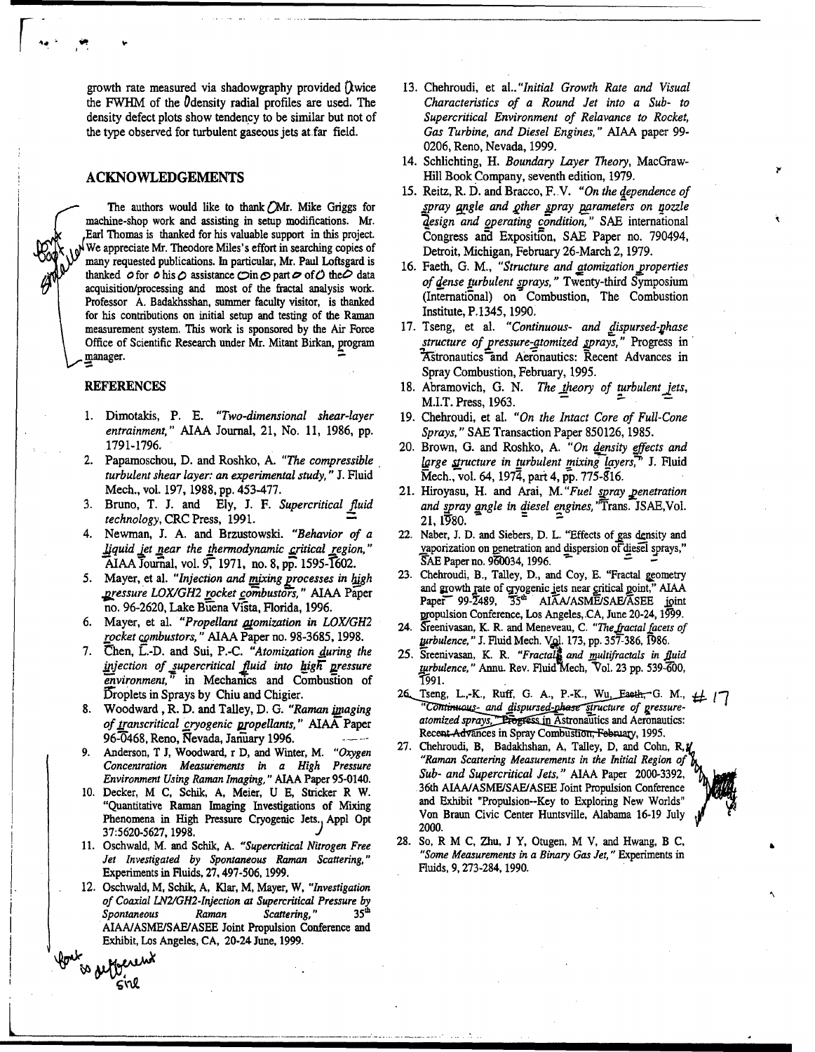growth rate measured via shadowgraphy provided twice the FWHM of the density radial profiles are used. The density defect plots show tendency to be similar but not of the type observed for turbulent gaseous jets at far field.

## ACKNOWLEDGEMENTS

The authors would like to thank Mr. Mike Griggs for machine-shop work and assisting in setup modifications. Mr. Earl Thomas is thanked for his valuable support in this project. We appreciate Mr. Theodore Miles's effort in searching copies of many requested publications. In particular, Mr. Paul Loftsgard is thanked for his assistance in part of the data acquisition/processing and most of the fractal analysis work. Professor A. Badakhsshan, summer faculty visitor, is thanked for his contributions on initial setup and testing of the Raman measurement system. This work is sponsored by the Air Force Office of Scientific Research under Mr. Mitant Birkan, program manager.

## REFERENCES

1. Dimotakis, P. E. *"Two-dimensional shear-layer entrainment,"* AIAA Journal, 21, No. 11, 1986, pp. 1791-1796.
2. Papamoschou, D. and Roshko, A. *"The compressible turbulent shear layer: an experimental study,"* J. Fluid Mech., vol. 197, 1988, pp. 453-477.
3. Bruno, T. J. and Ely, J. F. *Supercritical fluid technology*, CRC Press, 1991.
4. Newman, J. A. and Brzustowski. *"Behavior of a liquid jet near the thermodynamic critical region,"* AIAA Journal, vol. 9, 1971, no. 8, pp. 1595-1602.
5. Mayer, et al. *"Injection and mixing processes in high pressure LOX/GH2 rocket combustors,"* AIAA Paper no. 96-2620, Lake Buena Vista, Florida, 1996.
6. Mayer, et al. *"Propellant atomization in LOX/GH2 rocket combustors,"* AIAA Paper no. 98-3685, 1998.
7. Chen, L.-D. and Sui, P.-C. *"Atomization during the injection of supercritical fluid into high pressure environment,"* in Mechanics and Combustion of Droplets in Sprays by Chiu and Chigier.
8. Woodward, R. D. and Talley, D. G. *"Raman imaging of transcritical cryogenic propellants,"* AIAA Paper 96-0468, Reno, Nevada, January 1996.
9. Anderson, T J, Woodward, r D, and Winter, M. *"Oxygen Concentration Measurements in a High Pressure Environment Using Raman Imaging,"* AIAA Paper 95-0140.
10. Decker, M C, Schik, A, Meier, U E, Stricker R W. "Quantitative Raman Imaging Investigations of Mixing Phenomena in High Pressure Cryogenic Jets, Appl Opt 37:5620-5627, 1998.
11. Oschwald, M. and Schik, A. *"Supercritical Nitrogen Free Jet Investigated by Spontaneous Raman Scattering,"* Experiments in Fluids, 27, 497-506, 1999.
12. Oschwald, M, Schik, A, Klar, M, Mayer, W, *"Investigation of Coaxial LN2/GH2-Injection at Supercritical Pressure by Spontaneous Raman Scattering,"* 35th AIAA/ASME/SAE/ASEE Joint Propulsion Conference and Exhibit, Los Angeles, CA, 20-24 June, 1999.
13. Chehroudi, et al. *"Initial Growth Rate and Visual Characteristics of a Round Jet into a Sub- to Supercritical Environment of Relavance to Rocket, Gas Turbine, and Diesel Engines,"* AIAA paper 99-0206, Reno, Nevada, 1999.
14. Schlichting, H. *Boundary Layer Theory*, MacGraw-Hill Book Company, seventh edition, 1979.
15. Reitz, R. D. and Bracco, F. V. *"On the dependence of spray angle and other spray parameters on nozzle design and operating condition,"* SAE international Congress and Exposition, SAE Paper no. 790494, Detroit, Michigan, February 26-March 2, 1979.
16. Faeth, G. M., *"Structure and atomization properties of dense turbulent sprays,"* Twenty-third Symposium (International) on Combustion, The Combustion Institute, P.1345, 1990.
17. Tseng, et al. *"Continuous- and dispursed-phase structure of pressure-atomized sprays,"* Progress in Astronautics and Aeronautics: Recent Advances in Spray Combustion, February, 1995.
18. Abramovich, G. N. *The theory of turbulent jets*, M.I.T. Press, 1963.
19. Chehroudi, et al. *"On the Intact Core of Full-Cone Sprays,"* SAE Transaction Paper 850126, 1985.
20. Brown, G. and Roshko, A. *"On density effects and large structure in turbulent mixing layers,"* J. Fluid Mech., vol. 64, 1974, part 4, pp. 775-816.
21. Hiroyasu, H. and Arai, M. *"Fuel spray penetration and spray angle in diesel engines,"* Trans. JSAE, Vol. 21, 1980.
22. Naber, J. D. and Siebers, D. L. "Effects of gas density and vaporization on penetration and dispersion of diesel sprays," SAE Paper no. 960034, 1996.
23. Chehroudi, B., Talley, D., and Coy, E. "Fractal geometry and growth rate of cryogenic jets near critical point," AIAA Paper 99-2489, 35th AIAA/ASME/SAE/ASEE joint propulsion Conference, Los Angeles, CA, June 20-24, 1999.
24. Sreenivasan, K. R. and Meneveau, C. *"The fractal facets of turbulence,"* J. Fluid Mech. Vol. 173, pp. 357-386, 1986.
25. Sreenivasan, K. R. *"Fractals and multifractals in fluid turbulence,"* Annu. Rev. Fluid Mech, Vol. 23 pp. 539-600, 1991.
26. Tseng, L.,-K., Ruff, G. A., P.-K., Wu, Faeth, G. M., *"Continuous- and dispursed-phase structure of pressure-atomized sprays,"* Progress in Astronautics and Aeronautics: Recent Advances in Spray Combustion, February, 1995.
27. Chehroudi, B, Badakhshan, A, Talley, D, and Cohn, R, *"Raman Scattering Measurements in the Initial Region of Sub- and Supercritical Jets,"* AIAA Paper 2000-3392, 36th AIAA/ASME/SAE/ASEE Joint Propulsion Conference and Exhibit "Propulsion--Key to Exploring New Worlds" Von Braun Civic Center Huntsville, Alabama 16-19 July 2000.
28. So, R M C, Zhu, J Y, Otugen, M V, and Hwang, B C, *"Some Measurements in a Binary Gas Jet,"* Experiments in Fluids, 9, 273-284, 1990.